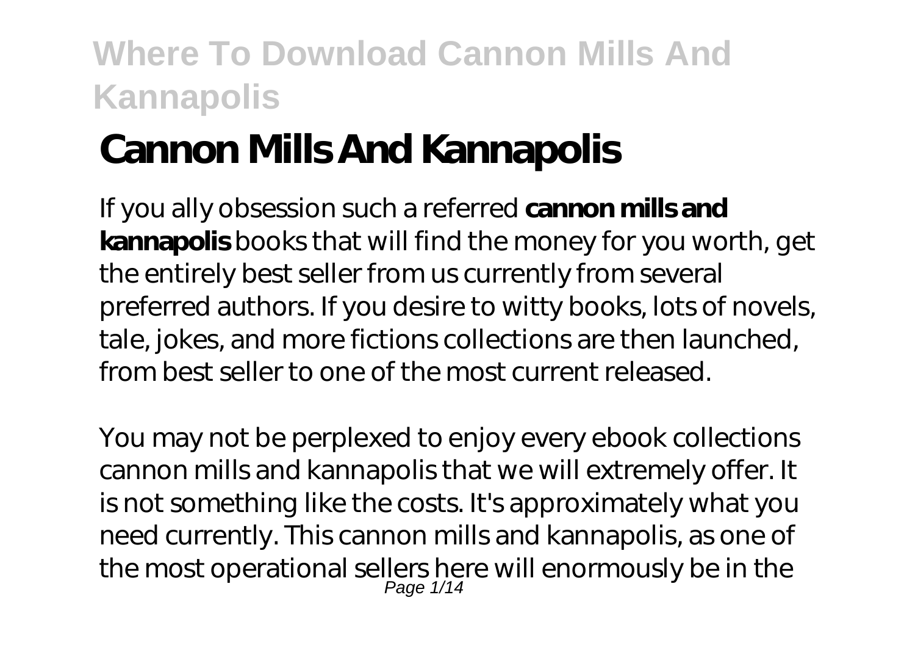# Cannon Mills And Kannapolis

If you ally obsession such a referred **cannon mills and kannapolis** books that will find the money for you worth, get the entirely best seller from us currently from several preferred authors. If you desire to witty books, lots of novels, tale, jokes, and more fictions collections are then launched, from best seller to one of the most current released.

You may not be perplexed to enjoy every ebook collections cannon mills and kannapolis that we will extremely offer. It is not something like the costs. It's approximately what you need currently. This cannon mills and kannapolis, as one of the most operational sellers here will enormously be in the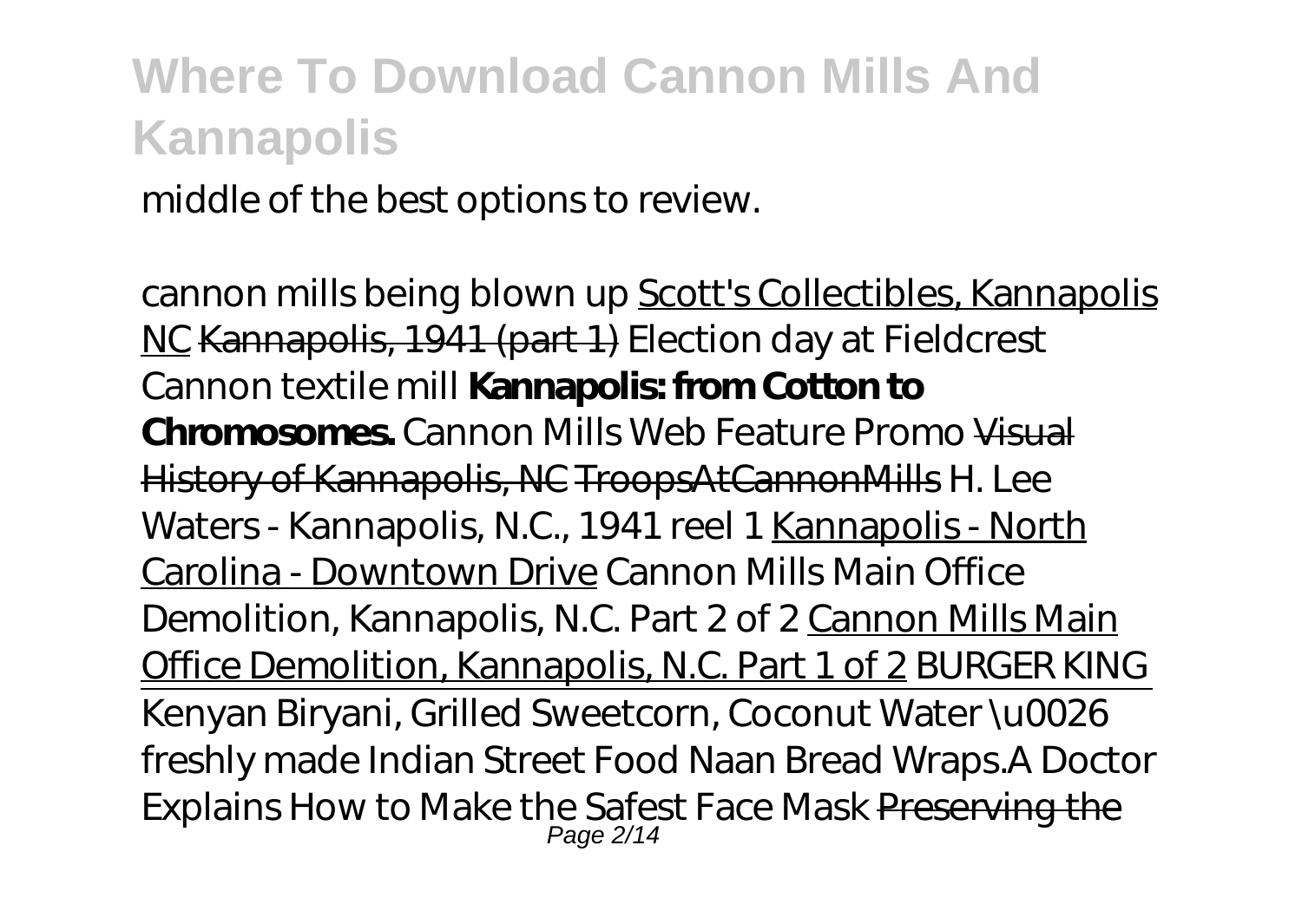middle of the best options to review.

*cannon mills being blown up* Scott's Collectibles, Kannapolis NC Kannapolis, 1941 (part 1) *Election day at Fieldcrest Cannon textile mill* **Kannapolis: from Cotton to Chromosomes.** *Cannon Mills Web Feature Promo* Visual History of Kannapolis, NC TroopsAtCannonMills *H. Lee Waters - Kannapolis, N.C., 1941 reel 1* Kannapolis - North Carolina - Downtown Drive *Cannon Mills Main Office Demolition, Kannapolis, N.C. Part 2 of 2* Cannon Mills Main Office Demolition, Kannapolis, N.C. Part 1 of 2 *BURGER KING*

Kenyan Biryani, Grilled Sweetcorn, Coconut Water \u0026 freshly made Indian Street Food Naan Bread Wraps.*A Doctor Explains How to Make the Safest Face Mask* Preserving the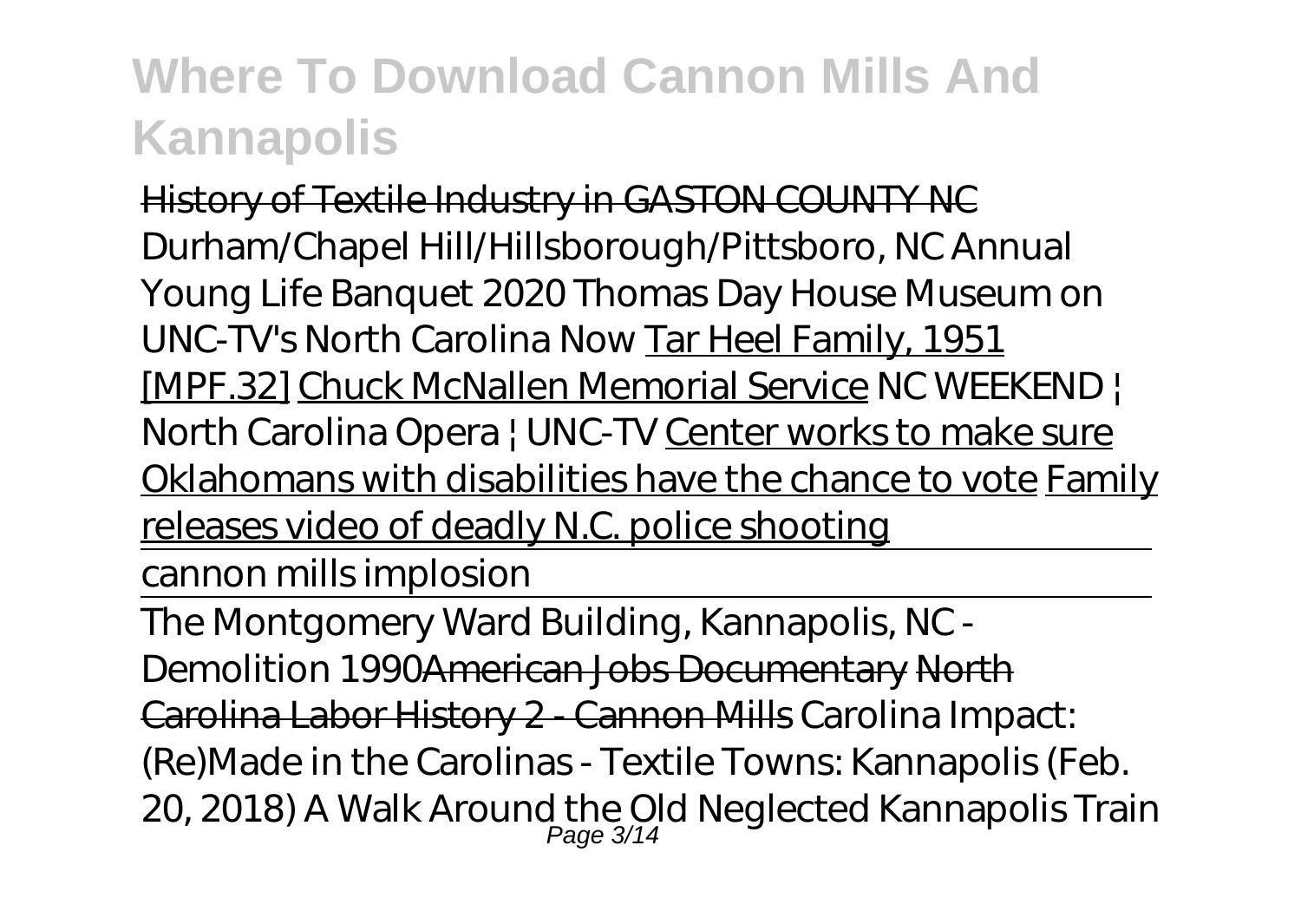History of Textile Industry in GASTON COUNTY NC *Durham/Chapel Hill/Hillsborough/Pittsboro, NC Annual Young Life Banquet 2020 Thomas Day House Museum on UNC-TV's North Carolina Now* Tar Heel Family, 1951 [MPF.32] Chuck McNallen Memorial Service *NC WEEKEND | North Carolina Opera | UNC-TV* Center works to make sure Oklahomans with disabilities have the chance to vote Family releases video of deadly N.C. police shooting

cannon mills implosion

The Montgomery Ward Building, Kannapolis, NC - Demolition 1990American Jobs Documentary North Carolina Labor History 2 - Cannon Mills *Carolina Impact: (Re)Made in the Carolinas - Textile Towns: Kannapolis (Feb. 20, 2018) A Walk Around the Old Neglected Kannapolis Train*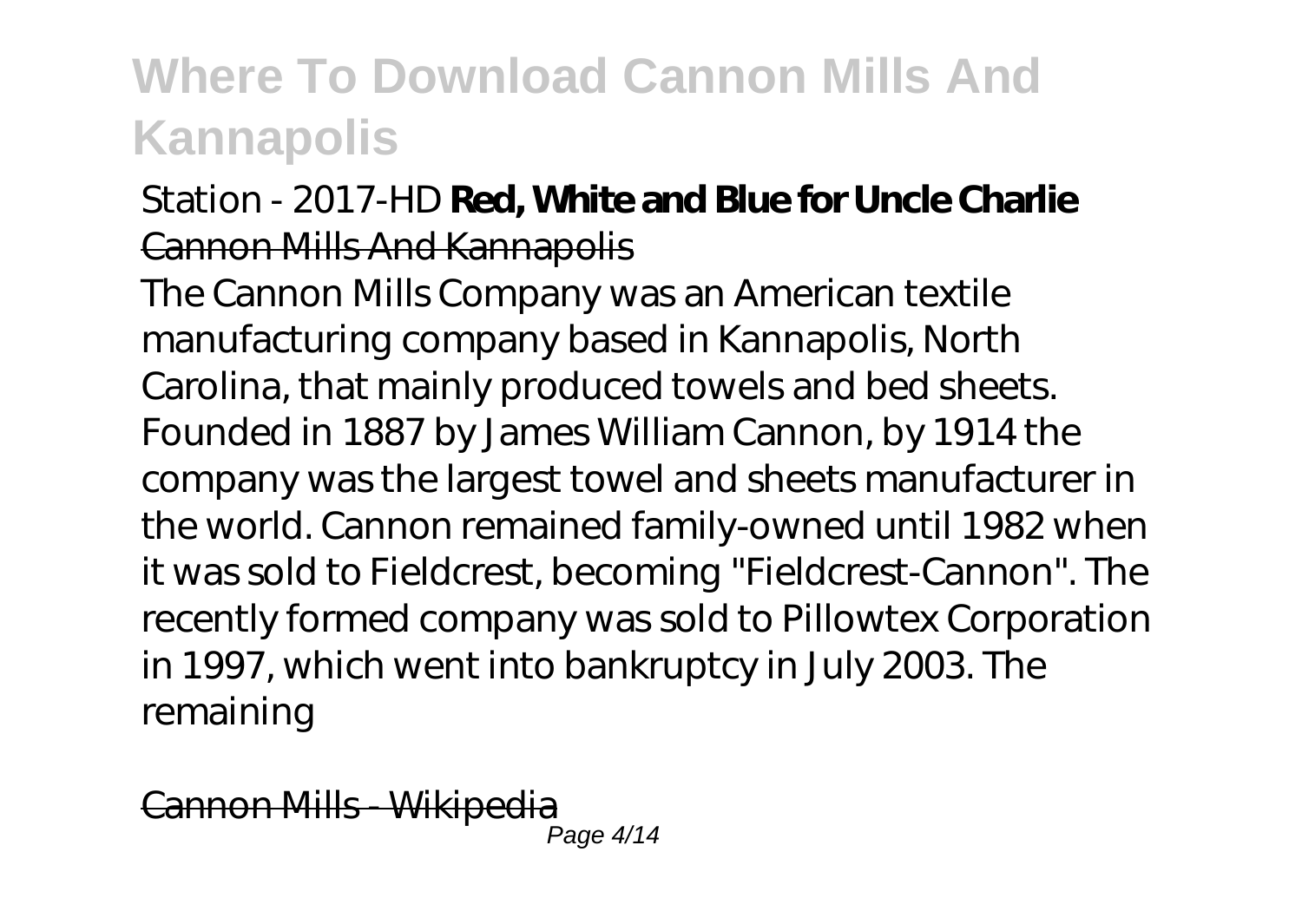Station - 2017-HD **Red, White and Blue for Uncle Charlie**

Cannon Mills And Kannapolis

The Cannon Mills Company was an American textile manufacturing company based in Kannapolis, North Carolina, that mainly produced towels and bed sheets. Founded in 1887 by James William Cannon, by 1914 the company was the largest towel and sheets manufacturer in the world. Cannon remained family-owned until 1982 when it was sold to Fieldcrest, becoming "Fieldcrest-Cannon". The recently formed company was sold to Pillowtex Corporation in 1997, which went into bankruptcy in July 2003. The remaining

Cannon Mills - Wikipedia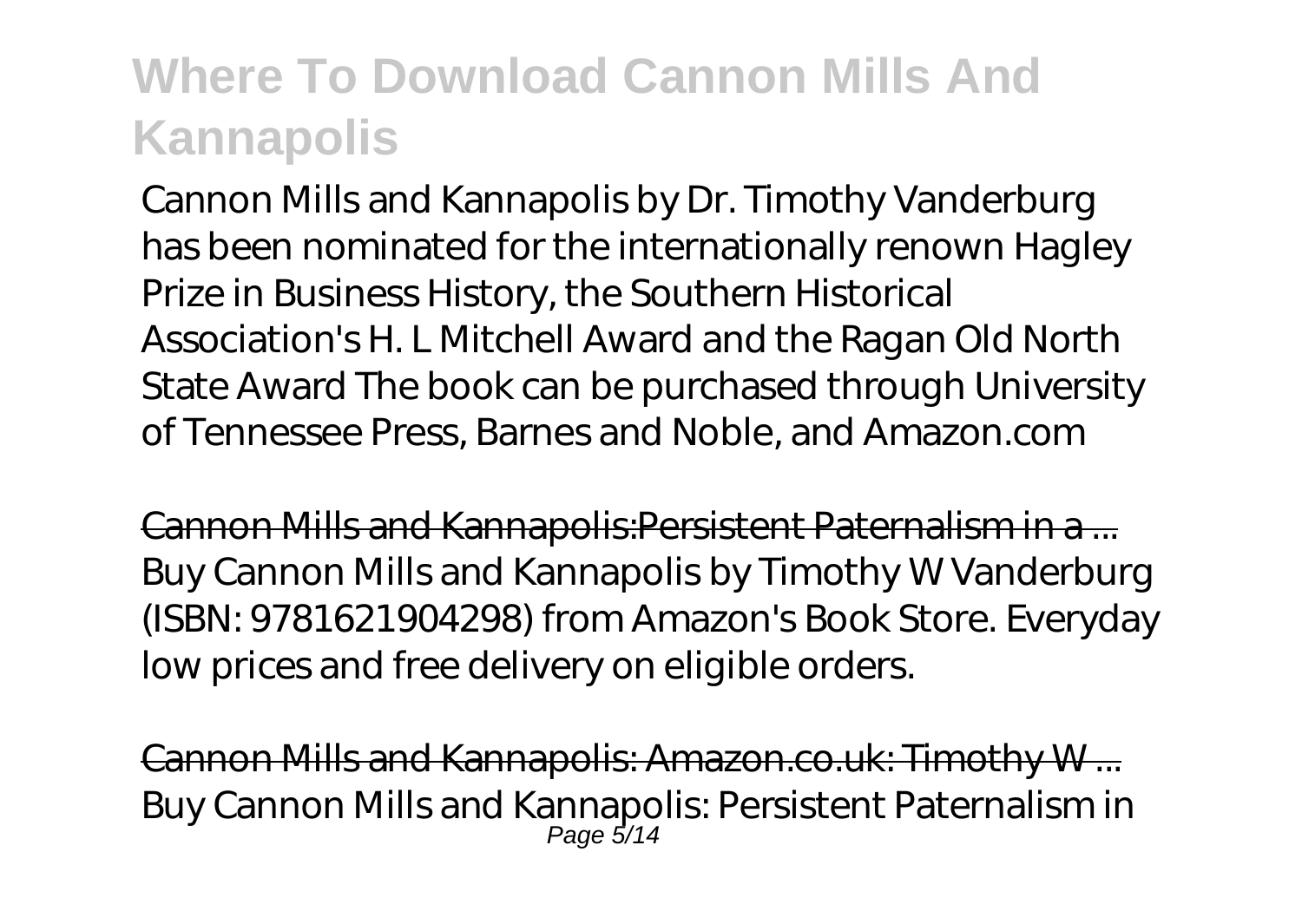# Where To Download Cannon Mills And Kannapolis

Cannon Mills and Kannapolis by Dr. Timothy Vanderburg has been nominated for the internationally renown Hagley Prize in Business History, the Southern Historical Association's H. L Mitchell Award and the Ragan Old North State Award The book can be purchased through University of Tennessee Press, Barnes and Noble, and Amazon.com

Cannon Mills and Kannapolis:Persistent Paternalism in a ...

Buy Cannon Mills and Kannapolis by Timothy W Vanderburg (ISBN: 9781621904298) from Amazon's Book Store. Everyday low prices and free delivery on eligible orders.

Cannon Mills and Kannapolis: Amazon.co.uk: Timothy W ...

Buy Cannon Mills and Kannapolis: Persistent Paternalism in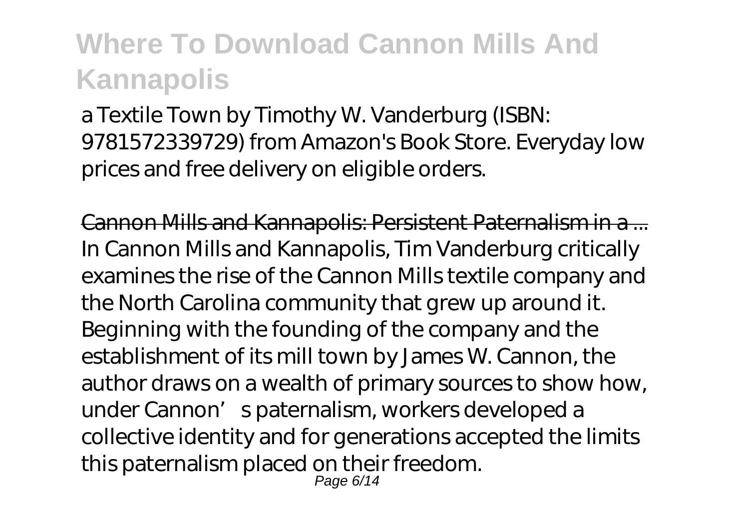a Textile Town by Timothy W. Vanderburg (ISBN: 9781572339729) from Amazon's Book Store. Everyday low prices and free delivery on eligible orders.

Cannon Mills and Kannapolis: Persistent Paternalism in a ...
In Cannon Mills and Kannapolis, Tim Vanderburg critically examines the rise of the Cannon Mills textile company and the North Carolina community that grew up around it. Beginning with the founding of the company and the establishment of its mill town by James W. Cannon, the author draws on a wealth of primary sources to show how, under Cannon's paternalism, workers developed a collective identity and for generations accepted the limits this paternalism placed on their freedom.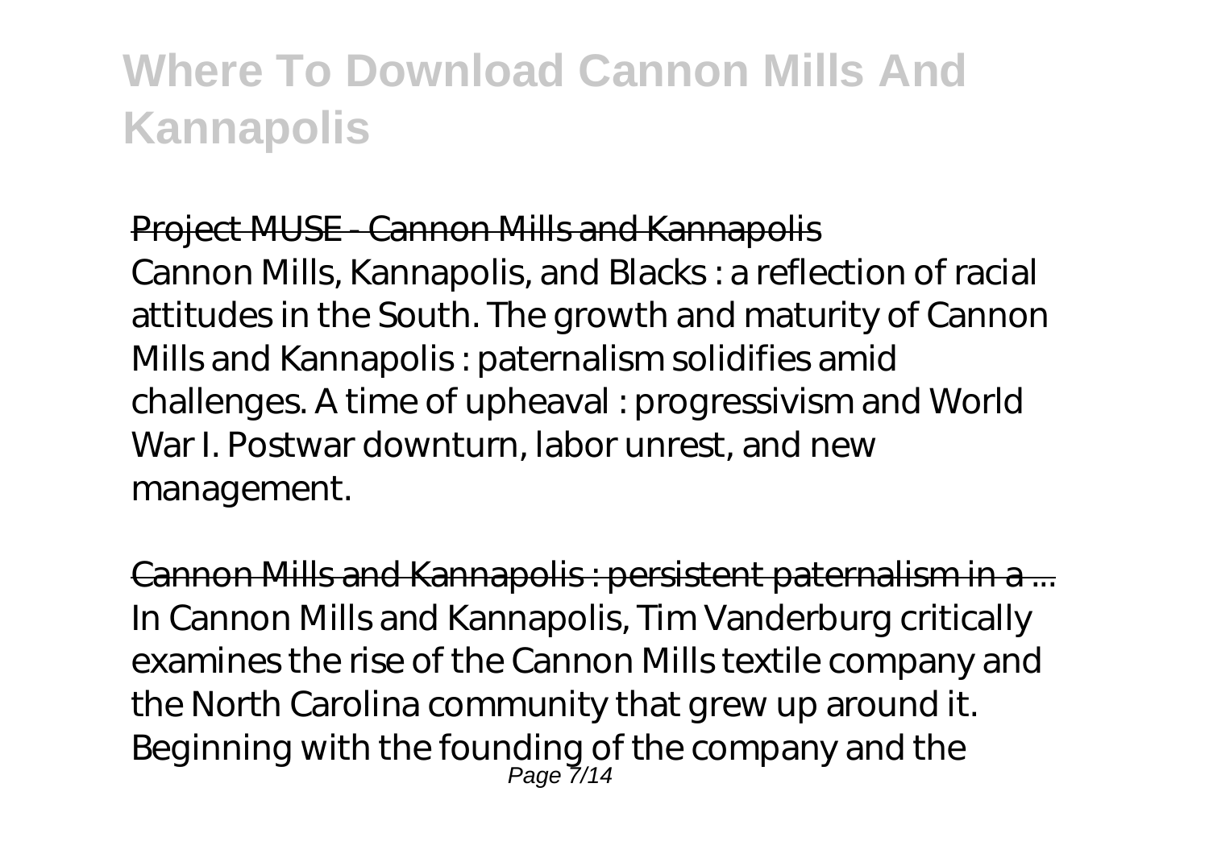# Where To Download Cannon Mills And Kannapolis

## Project MUSE - Cannon Mills and Kannapolis

Cannon Mills, Kannapolis, and Blacks : a reflection of racial attitudes in the South. The growth and maturity of Cannon Mills and Kannapolis : paternalism solidifies amid challenges. A time of upheaval : progressivism and World War I. Postwar downturn, labor unrest, and new management.

## Cannon Mills and Kannapolis : persistent paternalism in a ...

In Cannon Mills and Kannapolis, Tim Vanderburg critically examines the rise of the Cannon Mills textile company and the North Carolina community that grew up around it. Beginning with the founding of the company and the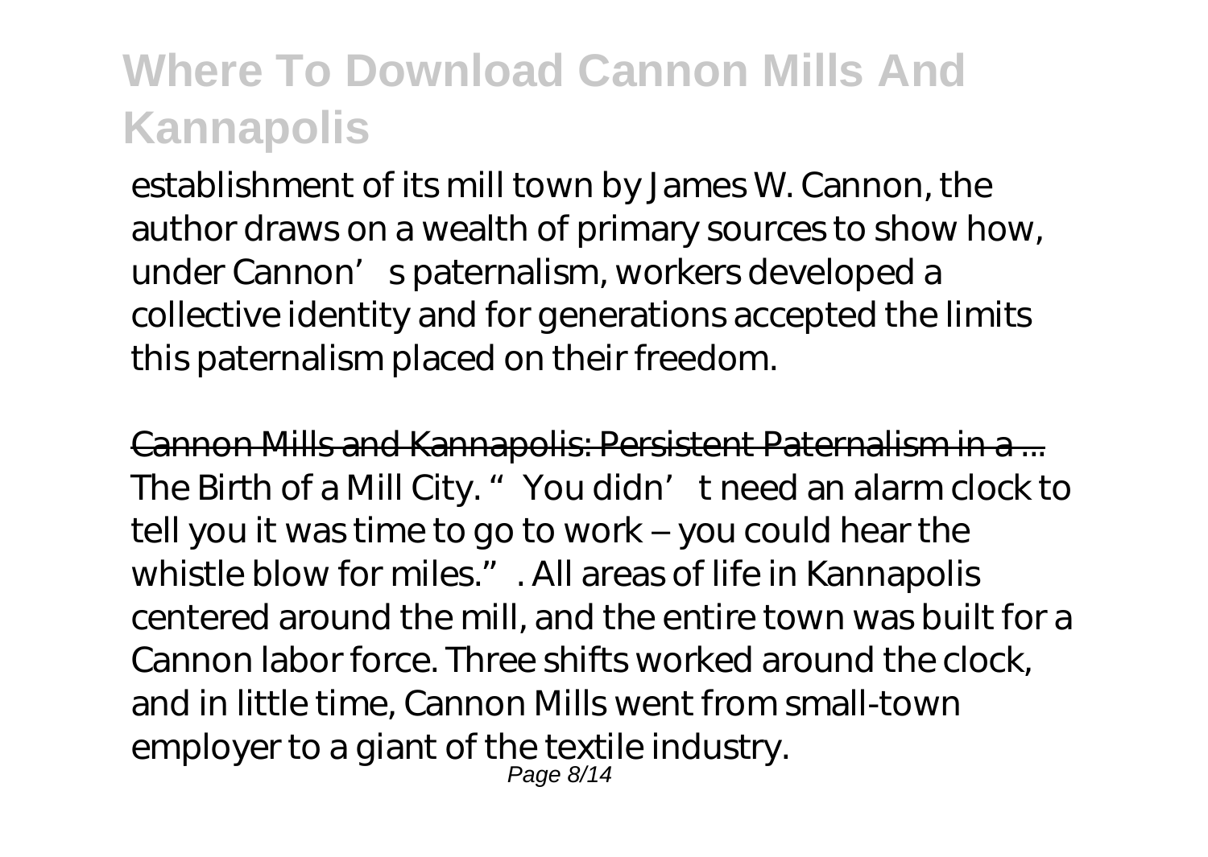establishment of its mill town by James W. Cannon, the author draws on a wealth of primary sources to show how, under Cannon's paternalism, workers developed a collective identity and for generations accepted the limits this paternalism placed on their freedom.

Cannon Mills and Kannapolis: Persistent Paternalism in a ...
The Birth of a Mill City. "You didn't need an alarm clock to tell you it was time to go to work – you could hear the whistle blow for miles.". All areas of life in Kannapolis centered around the mill, and the entire town was built for a Cannon labor force. Three shifts worked around the clock, and in little time, Cannon Mills went from small-town employer to a giant of the textile industry.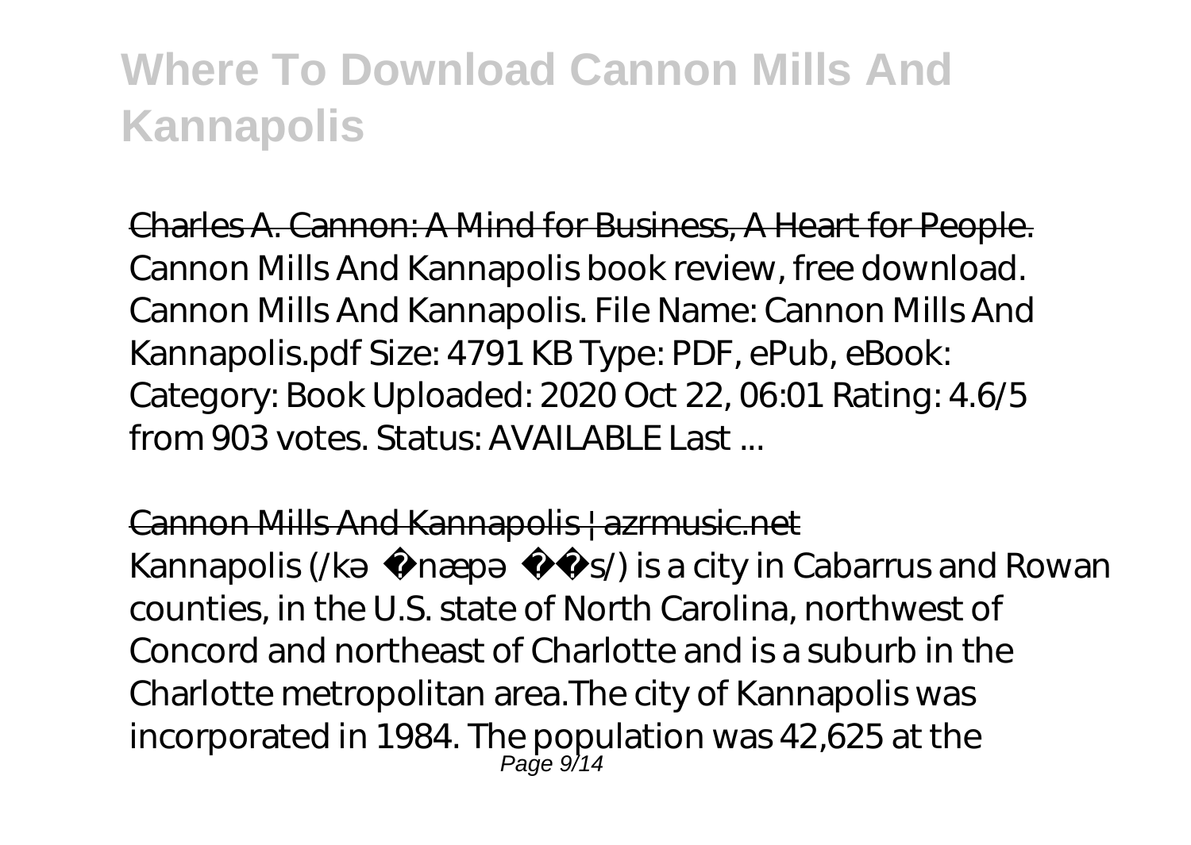Charles A. Cannon: A Mind for Business, A Heart for People.
Cannon Mills And Kannapolis book review, free download. Cannon Mills And Kannapolis. File Name: Cannon Mills And Kannapolis.pdf Size: 4791 KB Type: PDF, ePub, eBook: Category: Book Uploaded: 2020 Oct 22, 06:01 Rating: 4.6/5 from 903 votes. Status: AVAILABLE Last ...

Cannon Mills And Kannapolis | azrmusic.net
Kannapolis (/kə ˈnæpə s/) is a city in Cabarrus and Rowan counties, in the U.S. state of North Carolina, northwest of Concord and northeast of Charlotte and is a suburb in the Charlotte metropolitan area.The city of Kannapolis was incorporated in 1984. The population was 42,625 at the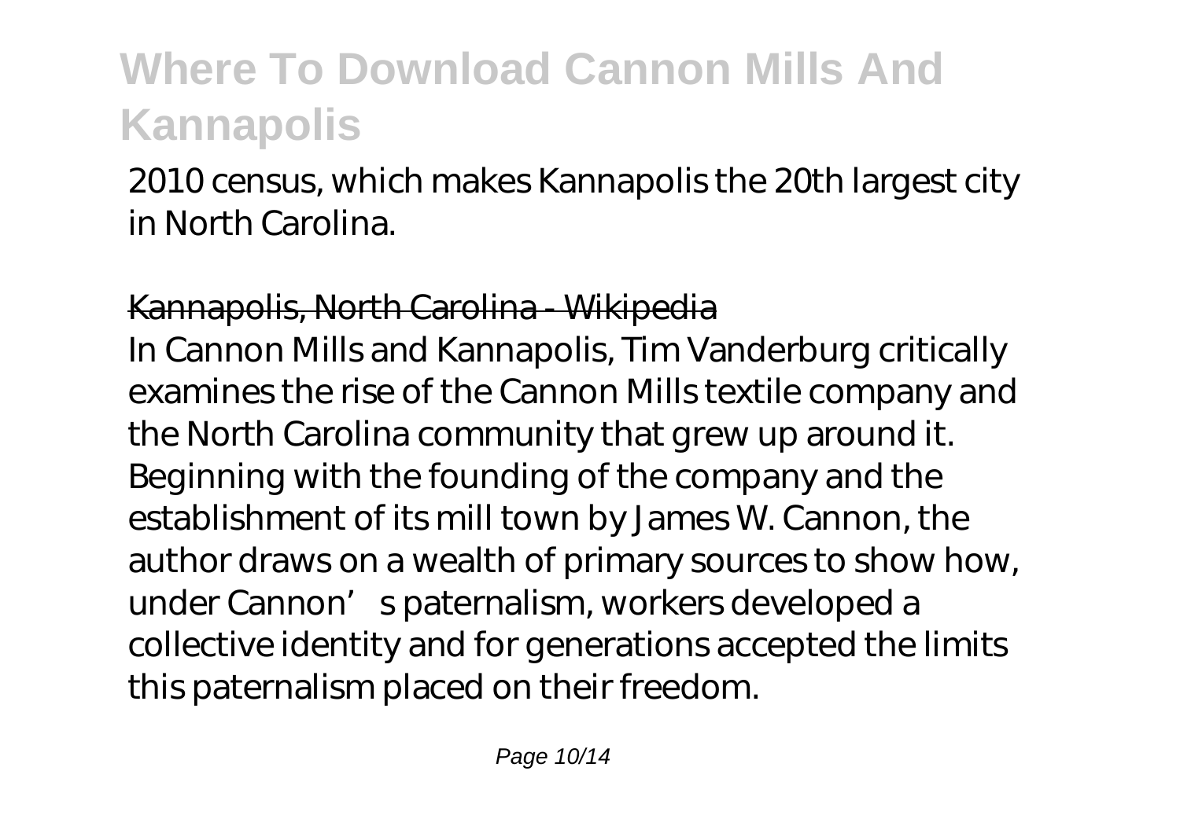2010 census, which makes Kannapolis the 20th largest city in North Carolina.

~~Kannapolis, North Carolina - Wikipedia~~

In Cannon Mills and Kannapolis, Tim Vanderburg critically examines the rise of the Cannon Mills textile company and the North Carolina community that grew up around it. Beginning with the founding of the company and the establishment of its mill town by James W. Cannon, the author draws on a wealth of primary sources to show how, under Cannon's paternalism, workers developed a collective identity and for generations accepted the limits this paternalism placed on their freedom.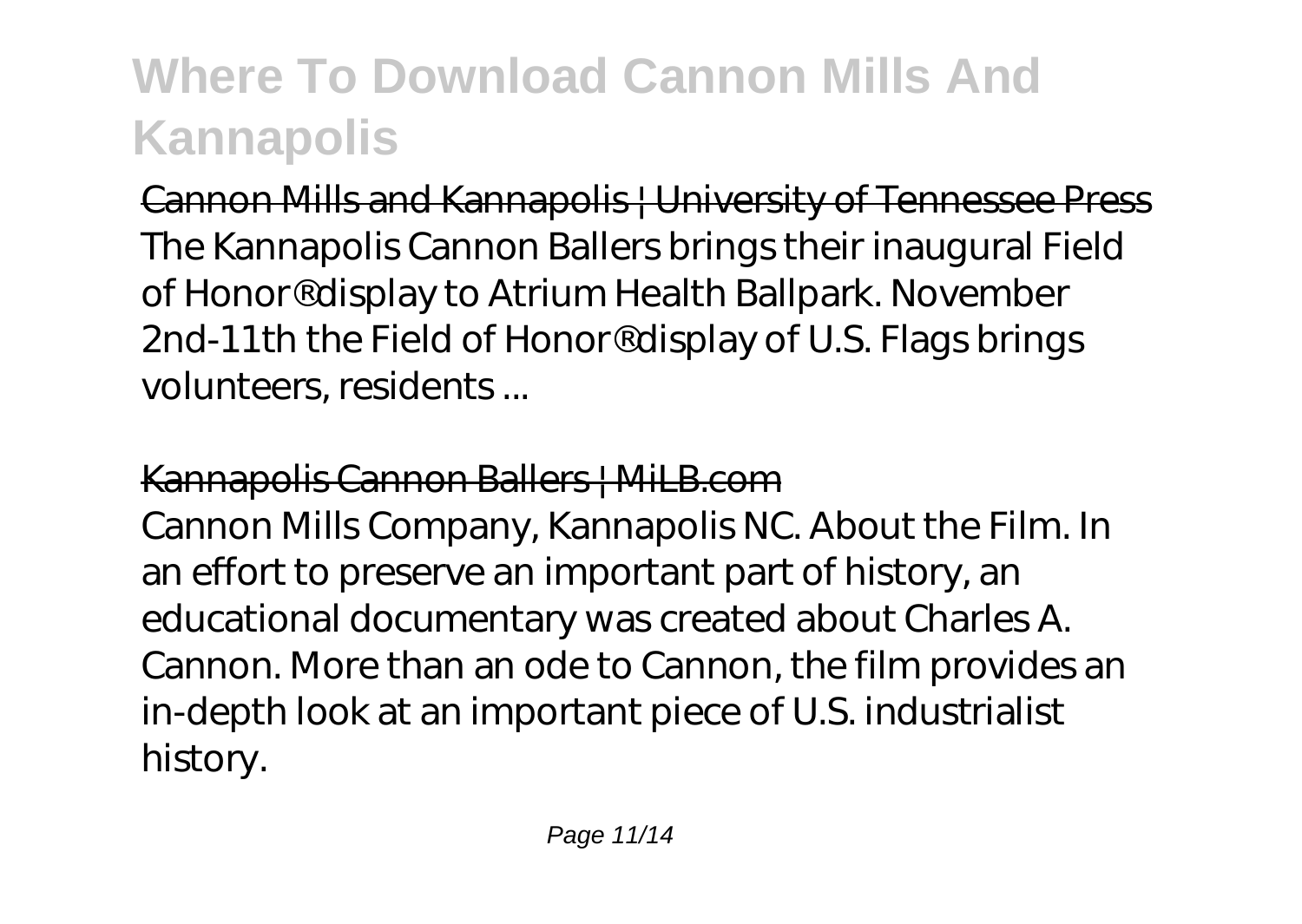Cannon Mills and Kannapolis | University of Tennessee Press

The Kannapolis Cannon Ballers brings their inaugural Field of Honor® display to Atrium Health Ballpark. November 2nd-11th the Field of Honor® display of U.S. Flags brings volunteers, residents ...

Kannapolis Cannon Ballers | MiLB.com

Cannon Mills Company, Kannapolis NC. About the Film. In an effort to preserve an important part of history, an educational documentary was created about Charles A. Cannon. More than an ode to Cannon, the film provides an in-depth look at an important piece of U.S. industrialist history.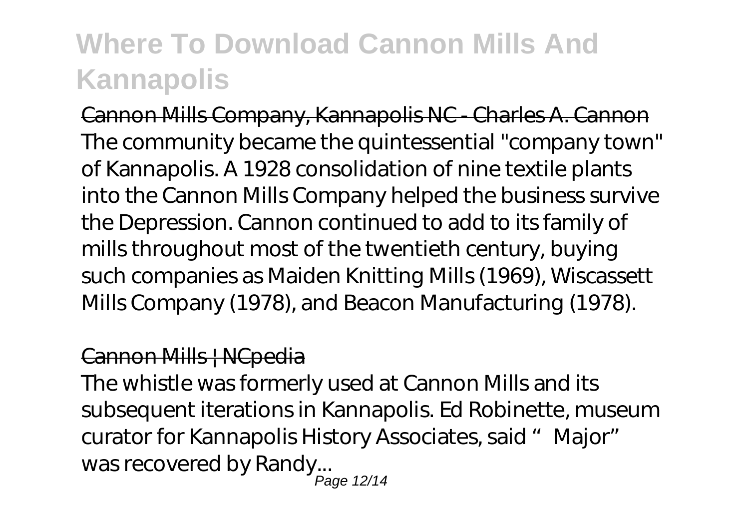# Where To Download Cannon Mills And Kannapolis

Cannon Mills Company, Kannapolis NC - Charles A. Cannon

The community became the quintessential "company town" of Kannapolis. A 1928 consolidation of nine textile plants into the Cannon Mills Company helped the business survive the Depression. Cannon continued to add to its family of mills throughout most of the twentieth century, buying such companies as Maiden Knitting Mills (1969), Wiscassett Mills Company (1978), and Beacon Manufacturing (1978).

Cannon Mills | NCpedia

The whistle was formerly used at Cannon Mills and its subsequent iterations in Kannapolis. Ed Robinette, museum curator for Kannapolis History Associates, said "Major" was recovered by Randy...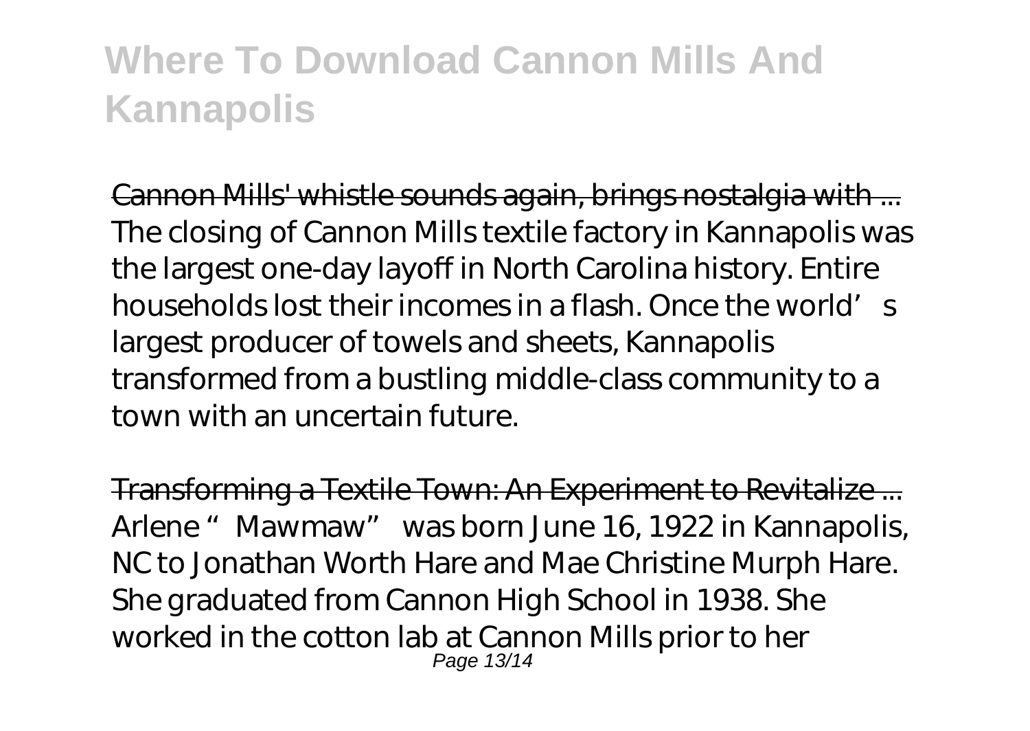# Where To Download Cannon Mills And Kannapolis

Cannon Mills' whistle sounds again, brings nostalgia with ...
The closing of Cannon Mills textile factory in Kannapolis was the largest one-day layoff in North Carolina history. Entire households lost their incomes in a flash. Once the world's largest producer of towels and sheets, Kannapolis transformed from a bustling middle-class community to a town with an uncertain future.

Transforming a Textile Town: An Experiment to Revitalize ...
Arlene "Mawmaw" was born June 16, 1922 in Kannapolis, NC to Jonathan Worth Hare and Mae Christine Murph Hare. She graduated from Cannon High School in 1938. She worked in the cotton lab at Cannon Mills prior to her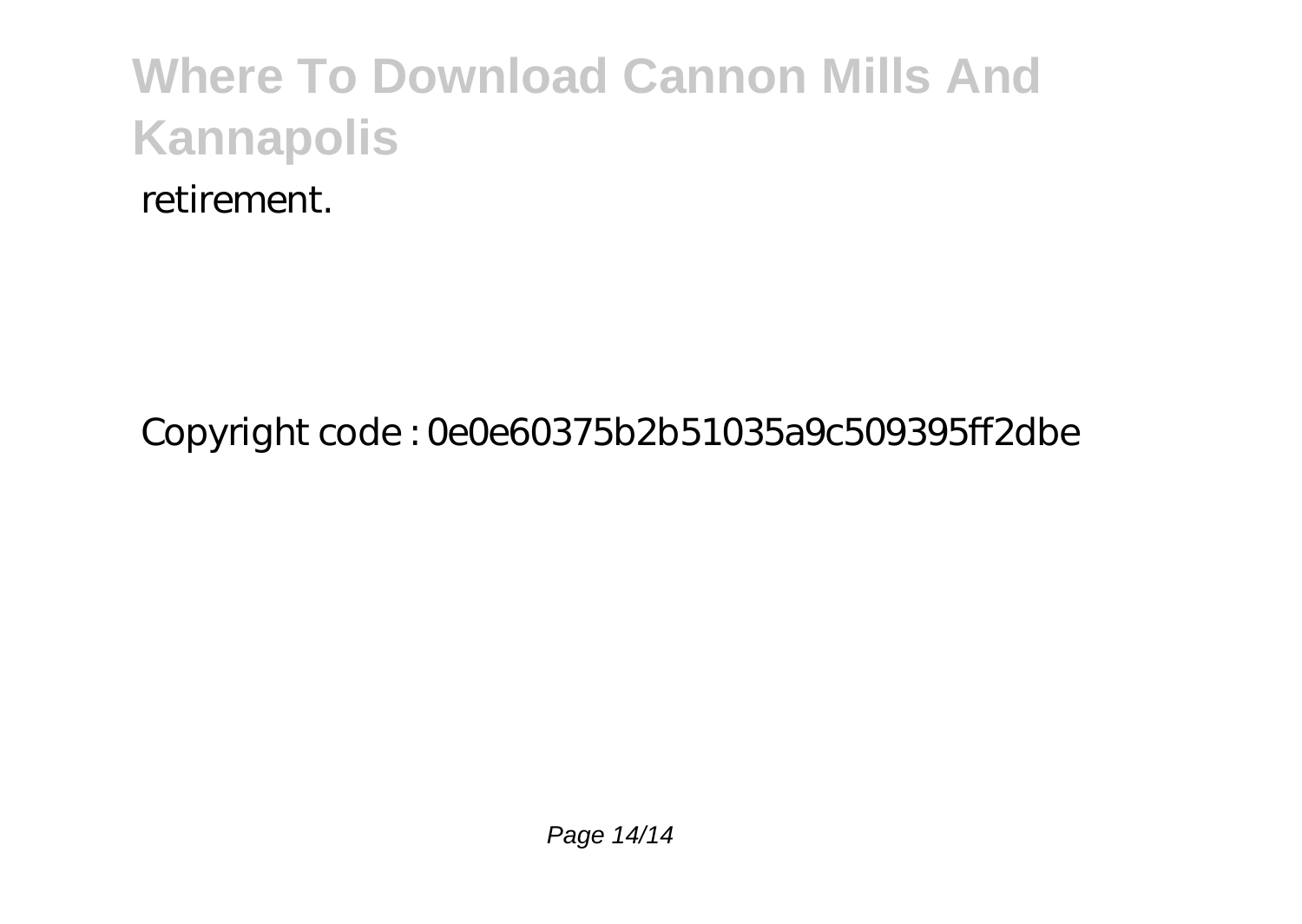retirement.

Copyright code : 0e0e60375b2b51035a9c509395ff2dbe